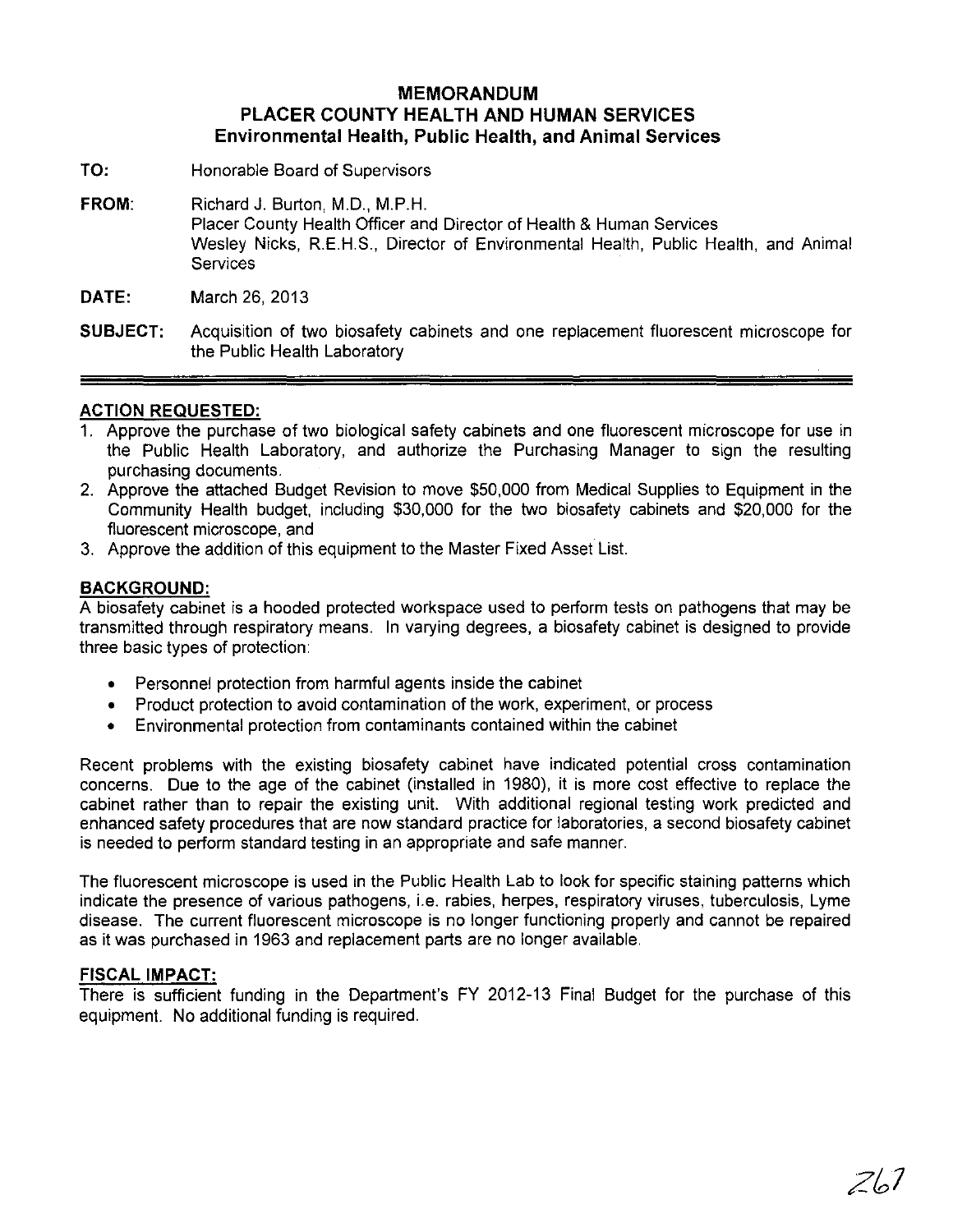# MEMORANDUM
## PLACER COUNTY HEALTH AND HUMAN SERVICES
### Environmental Health, Public Health, and Animal Services

**TO:** Honorable Board of Supervisors

**FROM:** Richard J. Burton, M.D., M.P.H.
Placer County Health Officer and Director of Health & Human Services
Wesley Nicks, R.E.H.S., Director of Environmental Health, Public Health, and Animal Services

**DATE:** March 26, 2013

**SUBJECT:** Acquisition of two biosafety cabinets and one replacement fluorescent microscope for the Public Health Laboratory

---

**ACTION REQUESTED:**

1. Approve the purchase of two biological safety cabinets and one fluorescent microscope for use in the Public Health Laboratory, and authorize the Purchasing Manager to sign the resulting purchasing documents.
2. Approve the attached Budget Revision to move $50,000 from Medical Supplies to Equipment in the Community Health budget, including $30,000 for the two biosafety cabinets and $20,000 for the fluorescent microscope, and
3. Approve the addition of this equipment to the Master Fixed Asset List.

**BACKGROUND:**

A biosafety cabinet is a hooded protected workspace used to perform tests on pathogens that may be transmitted through respiratory means. In varying degrees, a biosafety cabinet is designed to provide three basic types of protection:

- Personnel protection from harmful agents inside the cabinet
- Product protection to avoid contamination of the work, experiment, or process
- Environmental protection from contaminants contained within the cabinet

Recent problems with the existing biosafety cabinet have indicated potential cross contamination concerns. Due to the age of the cabinet (installed in 1980), it is more cost effective to replace the cabinet rather than to repair the existing unit. With additional regional testing work predicted and enhanced safety procedures that are now standard practice for laboratories, a second biosafety cabinet is needed to perform standard testing in an appropriate and safe manner.

The fluorescent microscope is used in the Public Health Lab to look for specific staining patterns which indicate the presence of various pathogens, i.e. rabies, herpes, respiratory viruses, tuberculosis, Lyme disease. The current fluorescent microscope is no longer functioning properly and cannot be repaired as it was purchased in 1963 and replacement parts are no longer available.

**FISCAL IMPACT:**

There is sufficient funding in the Department's FY 2012-13 Final Budget for the purchase of this equipment. No additional funding is required.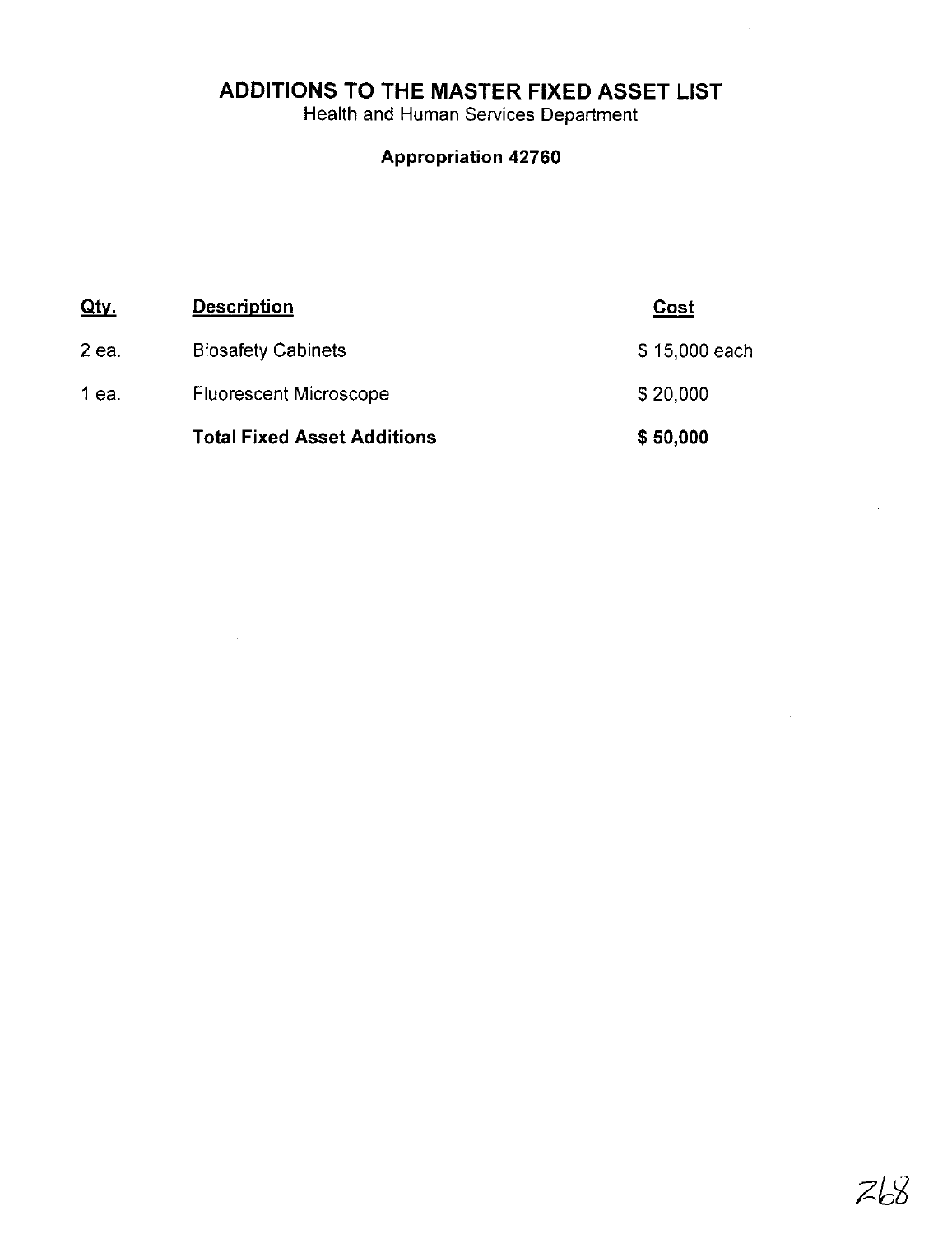# ADDITIONS TO THE MASTER FIXED ASSET LIST

Health and Human Services Department

**Appropriation 42760**

| Qty. | Description | Cost |
|---|---|---|
| 2 ea. | Biosafety Cabinets | $ 15,000 each |
| 1 ea. | Fluorescent Microscope | $ 20,000 |
| | **Total Fixed Asset Additions** | **$ 50,000** |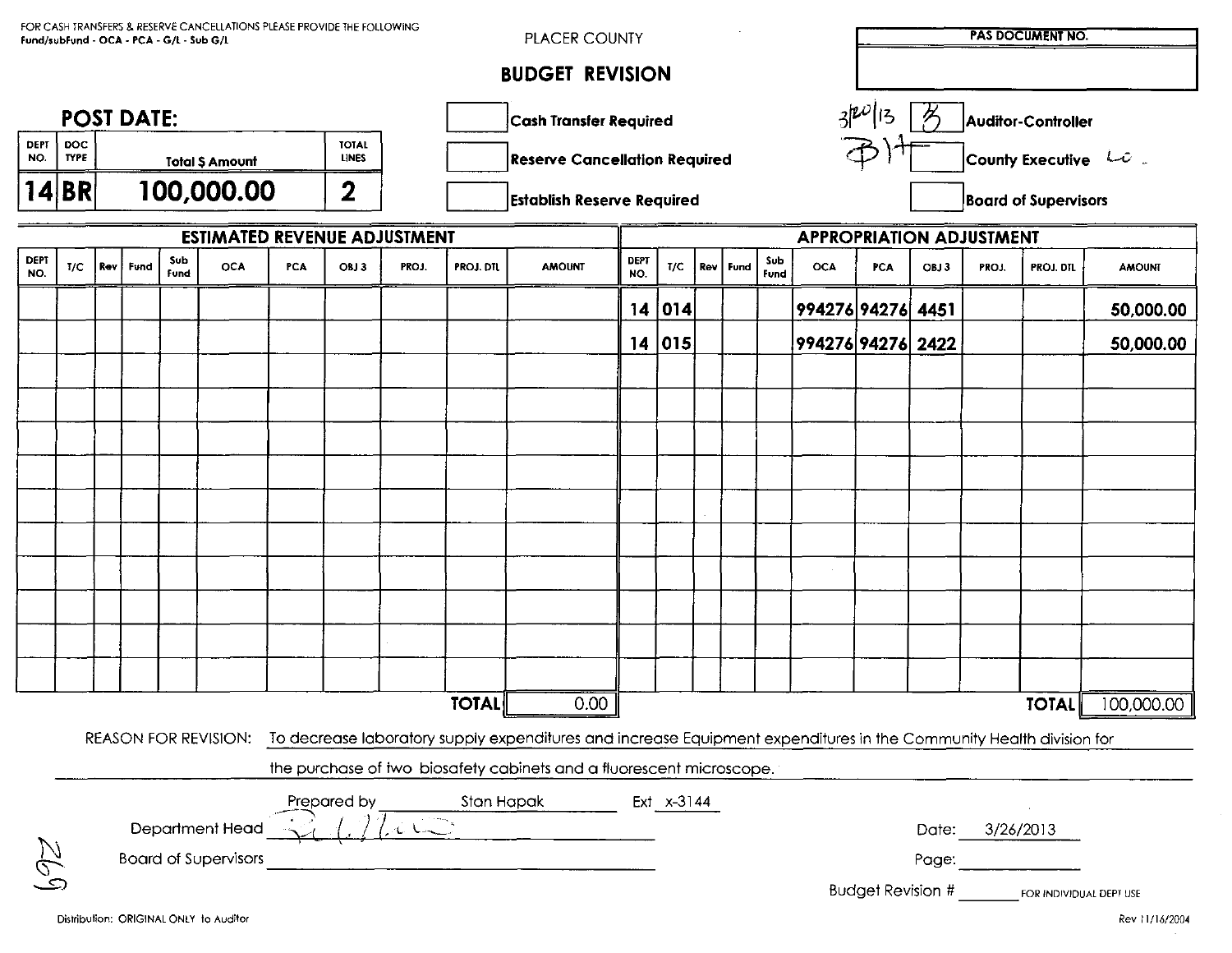FOR CASH TRANSFERS & RESERVE CANCELLATIONS PLEASE PROVIDE THE FOLLOWING
Fund/subFund - OCA - PCA - G/L - Sub G/L

PLACER COUNTY

# BUDGET REVISION

| PAS DOCUMENT NO. |
|---|
| |

## POST DATE:

| DEPT NO. | DOC TYPE | Total $ Amount | TOTAL LINES |
|---|---|---|---|
| 14 | BR | 100,000.00 | 2 |

- [ ] Cash Transfer Required
- [ ] Reserve Cancellation Required
- [ ] Establish Reserve Required

3/20/13 [B] Auditor-Controller
BH [ ] County Executive LC
[ ] Board of Supervisors

## ESTIMATED REVENUE ADJUSTMENT

| DEPT NO. | T/C | Rev | Fund | Sub Fund | OCA | PCA | OBJ 3 | PROJ. | PROJ. DTL | AMOUNT |
|---|---|---|---|---|---|---|---|---|---|---|
| | | | | | | | | | **TOTAL** | 0.00 |

## APPROPRIATION ADJUSTMENT

| DEPT NO. | T/C | Rev | Fund | Sub Fund | OCA | PCA | OBJ 3 | PROJ. | PROJ. DTL | AMOUNT |
|---|---|---|---|---|---|---|---|---|---|---|
| 14 | 014 | | | | 994276 | 94276 | 4451 | | | 50,000.00 |
| 14 | 015 | | | | 994276 | 94276 | 2422 | | | 50,000.00 |
| | | | | | | | | | **TOTAL** | 100,000.00 |

REASON FOR REVISION: To decrease laboratory supply expenditures and increase Equipment expenditures in the Community Health division for the purchase of two biosafety cabinets and a fluorescent microscope.

Prepared by Stan Hapak Ext x-3144

Department Head _[signature]_ Date: 3/26/2013

Board of Supervisors ____________ Page: ________

Budget Revision # ________ FOR INDIVIDUAL DEPT USE

Distribution: ORIGINAL ONLY to Auditor

Rev 11/16/2004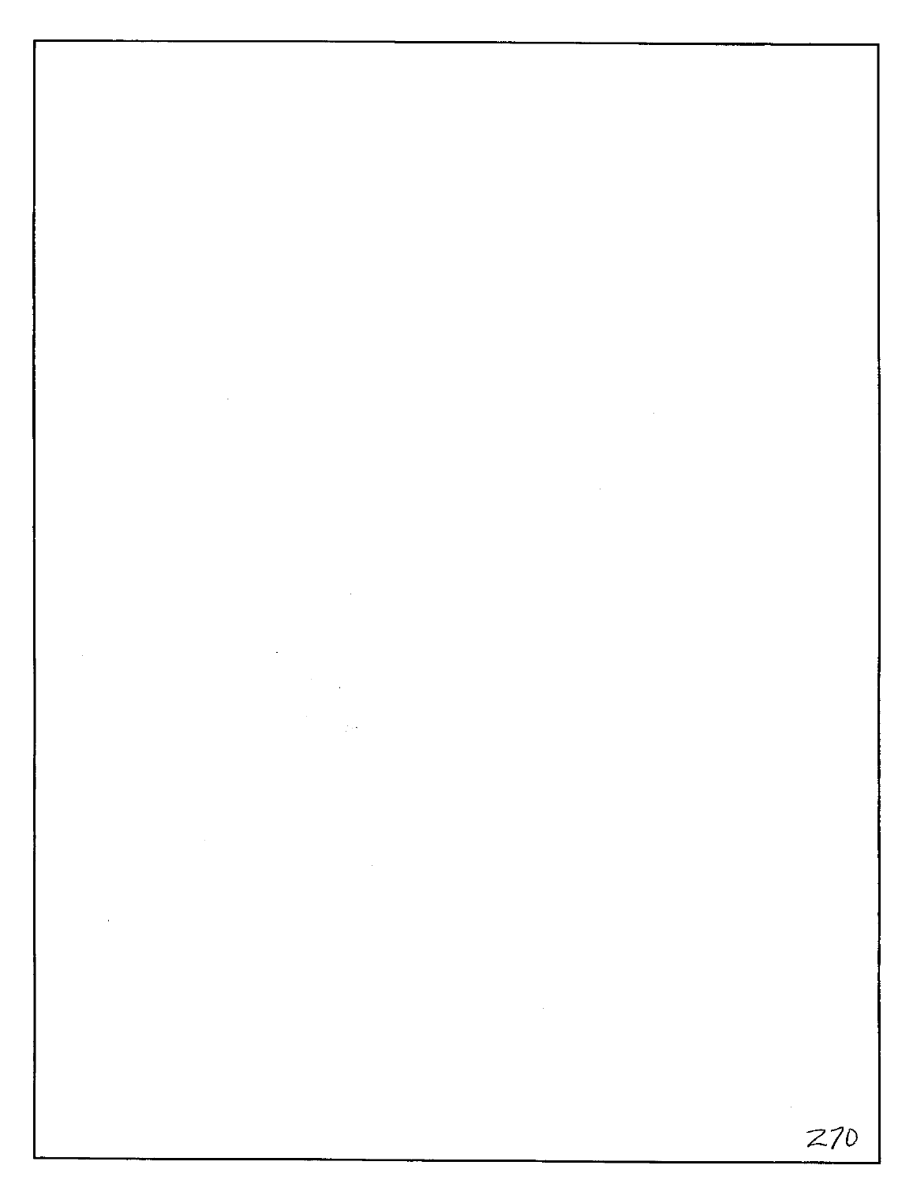270